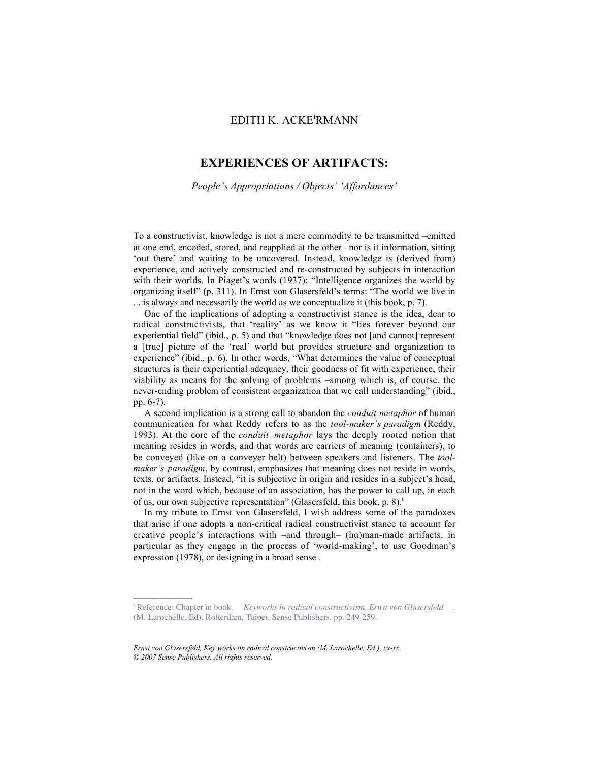EDITH K. ACKERMANN[i]

# EXPERIENCES OF ARTIFACTS:

*People's Appropriations / Objects' 'Affordances'*

To a constructivist, knowledge is not a mere commodity to be transmitted –emitted at one end, encoded, stored, and reapplied at the other– nor is it information, sitting 'out there' and waiting to be uncovered. Instead, knowledge is (derived from) experience, and actively constructed and re-constructed by subjects in interaction with their worlds. In Piaget's words (1937): "Intelligence organizes the world by organizing itself" (p. 311). In Ernst von Glasersfeld's terms: "The world we live in ... is always and necessarily the world as we conceptualize it (this book, p. 7).

One of the implications of adopting a constructivist stance is the idea, dear to radical constructivists, that 'reality' as we know it "lies forever beyond our experiential field" (ibid., p. 5) and that "knowledge does not [and cannot] represent a [true] picture of the 'real' world but provides structure and organization to experience" (ibid., p. 6). In other words, "What determines the value of conceptual structures is their experiential adequacy, their goodness of fit with experience, their viability as means for the solving of problems –among which is, of course, the never-ending problem of consistent organization that we call understanding" (ibid., pp. 6-7).

A second implication is a strong call to abandon the *conduit metaphor* of human communication for what Reddy refers to as the *tool-maker's paradigm* (Reddy, 1993). At the core of the *conduit metaphor* lays the deeply rooted notion that meaning resides in words, and that words are carriers of meaning (containers), to be conveyed (like on a conveyer belt) between speakers and listeners. The *tool-maker's paradigm*, by contrast, emphasizes that meaning does not reside in words, texts, or artifacts. Instead, "it is subjective in origin and resides in a subject's head, not in the word which, because of an association, has the power to call up, in each of us, our own subjective representation" (Glasersfeld, this book, p. 8).[i]

In my tribute to Ernst von Glasersfeld, I wish address some of the paradoxes that arise if one adopts a non-critical radical constructivist stance to account for creative people's interactions with –and through– (hu)man-made artifacts, in particular as they engage in the process of 'world-making', to use Goodman's expression (1978), or designing in a broad sense .

---

[i] Reference: Chapter in book. *Keyworks in radical constructivism. Ernst von Glasersfeld* . (M. Larochelle, Ed). Rotterdam, Taipei. Sense Publishers. pp. 249-259.

*Ernst von Glasersfeld, Key works on radical constructivism (M. Larochelle, Ed.), xx-xx.*
*© 2007 Sense Publishers. All rights reserved.*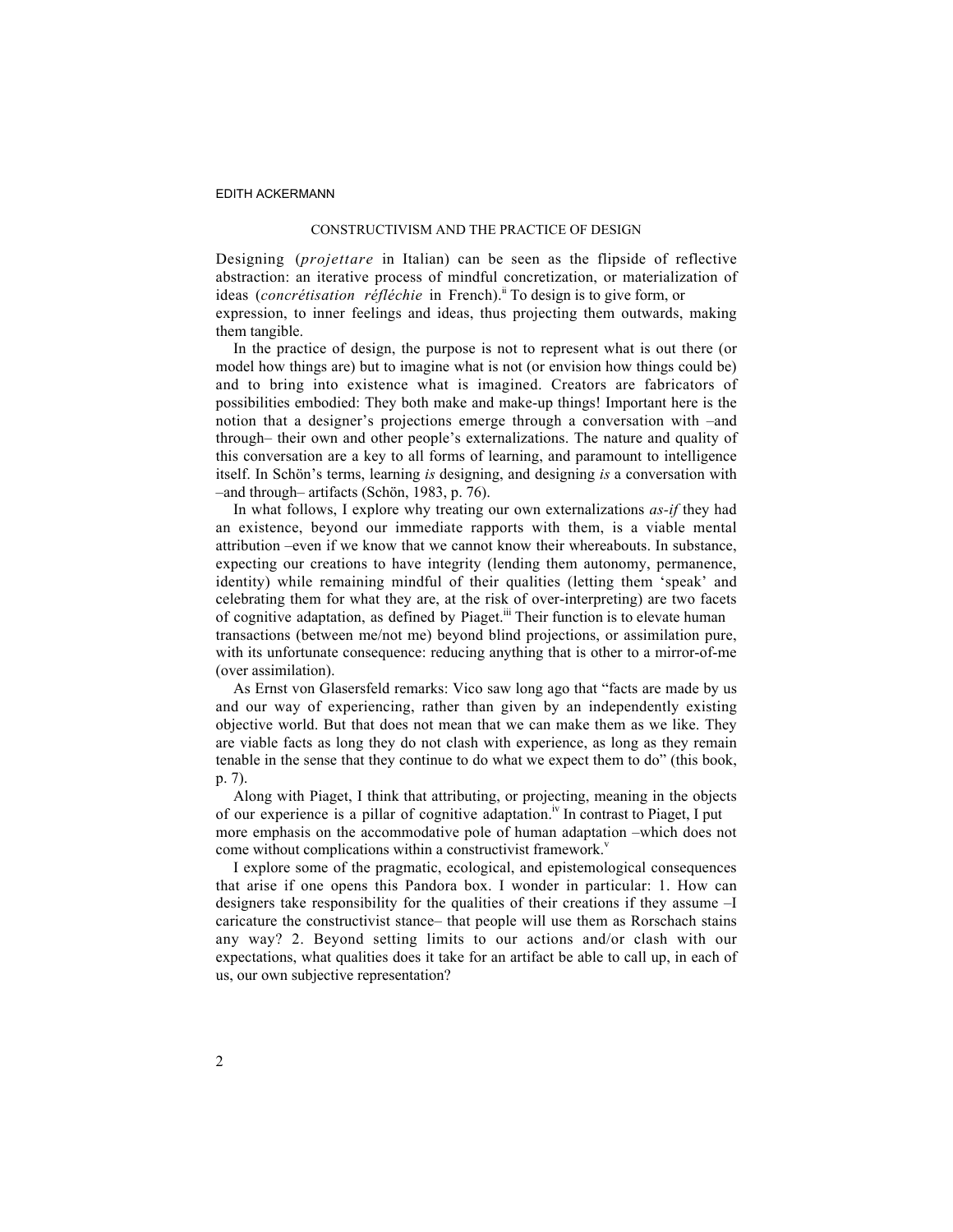EDITH ACKERMANN

## CONSTRUCTIVISM AND THE PRACTICE OF DESIGN

Designing (*projettare* in Italian) can be seen as the flipside of reflective abstraction: an iterative process of mindful concretization, or materialization of ideas (*concrétisation réfléchie* in French).[ii] To design is to give form, or expression, to inner feelings and ideas, thus projecting them outwards, making them tangible.

In the practice of design, the purpose is not to represent what is out there (or model how things are) but to imagine what is not (or envision how things could be) and to bring into existence what is imagined. Creators are fabricators of possibilities embodied: They both make and make-up things! Important here is the notion that a designer's projections emerge through a conversation with –and through– their own and other people's externalizations. The nature and quality of this conversation are a key to all forms of learning, and paramount to intelligence itself. In Schön's terms, learning *is* designing, and designing *is* a conversation with –and through– artifacts (Schön, 1983, p. 76).

In what follows, I explore why treating our own externalizations *as-if* they had an existence, beyond our immediate rapports with them, is a viable mental attribution –even if we know that we cannot know their whereabouts. In substance, expecting our creations to have integrity (lending them autonomy, permanence, identity) while remaining mindful of their qualities (letting them 'speak' and celebrating them for what they are, at the risk of over-interpreting) are two facets of cognitive adaptation, as defined by Piaget.[iii] Their function is to elevate human transactions (between me/not me) beyond blind projections, or assimilation pure, with its unfortunate consequence: reducing anything that is other to a mirror-of-me (over assimilation).

As Ernst von Glasersfeld remarks: Vico saw long ago that "facts are made by us and our way of experiencing, rather than given by an independently existing objective world. But that does not mean that we can make them as we like. They are viable facts as long they do not clash with experience, as long as they remain tenable in the sense that they continue to do what we expect them to do" (this book, p. 7).

Along with Piaget, I think that attributing, or projecting, meaning in the objects of our experience is a pillar of cognitive adaptation.[iv] In contrast to Piaget, I put more emphasis on the accommodative pole of human adaptation –which does not come without complications within a constructivist framework.[v]

I explore some of the pragmatic, ecological, and epistemological consequences that arise if one opens this Pandora box. I wonder in particular: 1. How can designers take responsibility for the qualities of their creations if they assume –I caricature the constructivist stance– that people will use them as Rorschach stains any way? 2. Beyond setting limits to our actions and/or clash with our expectations, what qualities does it take for an artifact be able to call up, in each of us, our own subjective representation?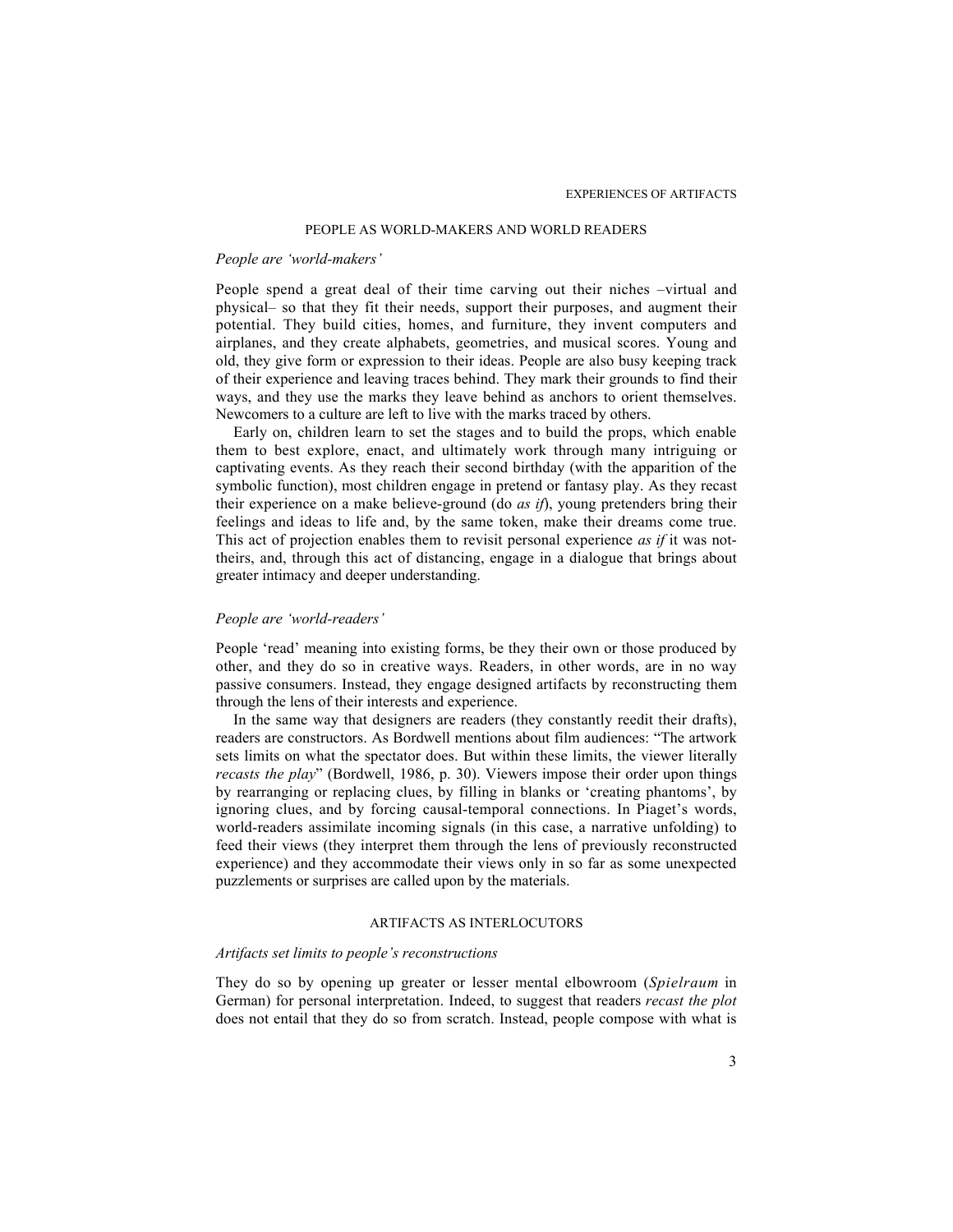## PEOPLE AS WORLD-MAKERS AND WORLD READERS

### *People are 'world-makers'*

People spend a great deal of their time carving out their niches –virtual and physical– so that they fit their needs, support their purposes, and augment their potential. They build cities, homes, and furniture, they invent computers and airplanes, and they create alphabets, geometries, and musical scores. Young and old, they give form or expression to their ideas. People are also busy keeping track of their experience and leaving traces behind. They mark their grounds to find their ways, and they use the marks they leave behind as anchors to orient themselves. Newcomers to a culture are left to live with the marks traced by others.

Early on, children learn to set the stages and to build the props, which enable them to best explore, enact, and ultimately work through many intriguing or captivating events. As they reach their second birthday (with the apparition of the symbolic function), most children engage in pretend or fantasy play. As they recast their experience on a make believe-ground (do *as if*), young pretenders bring their feelings and ideas to life and, by the same token, make their dreams come true. This act of projection enables them to revisit personal experience *as if* it was not-theirs, and, through this act of distancing, engage in a dialogue that brings about greater intimacy and deeper understanding.

### *People are 'world-readers'*

People 'read' meaning into existing forms, be they their own or those produced by other, and they do so in creative ways. Readers, in other words, are in no way passive consumers. Instead, they engage designed artifacts by reconstructing them through the lens of their interests and experience.

In the same way that designers are readers (they constantly reedit their drafts), readers are constructors. As Bordwell mentions about film audiences: "The artwork sets limits on what the spectator does. But within these limits, the viewer literally *recasts the play*" (Bordwell, 1986, p. 30). Viewers impose their order upon things by rearranging or replacing clues, by filling in blanks or 'creating phantoms', by ignoring clues, and by forcing causal-temporal connections. In Piaget's words, world-readers assimilate incoming signals (in this case, a narrative unfolding) to feed their views (they interpret them through the lens of previously reconstructed experience) and they accommodate their views only in so far as some unexpected puzzlements or surprises are called upon by the materials.

## ARTIFACTS AS INTERLOCUTORS

### *Artifacts set limits to people's reconstructions*

They do so by opening up greater or lesser mental elbowroom (*Spielraum* in German) for personal interpretation. Indeed, to suggest that readers *recast the plot* does not entail that they do so from scratch. Instead, people compose with what is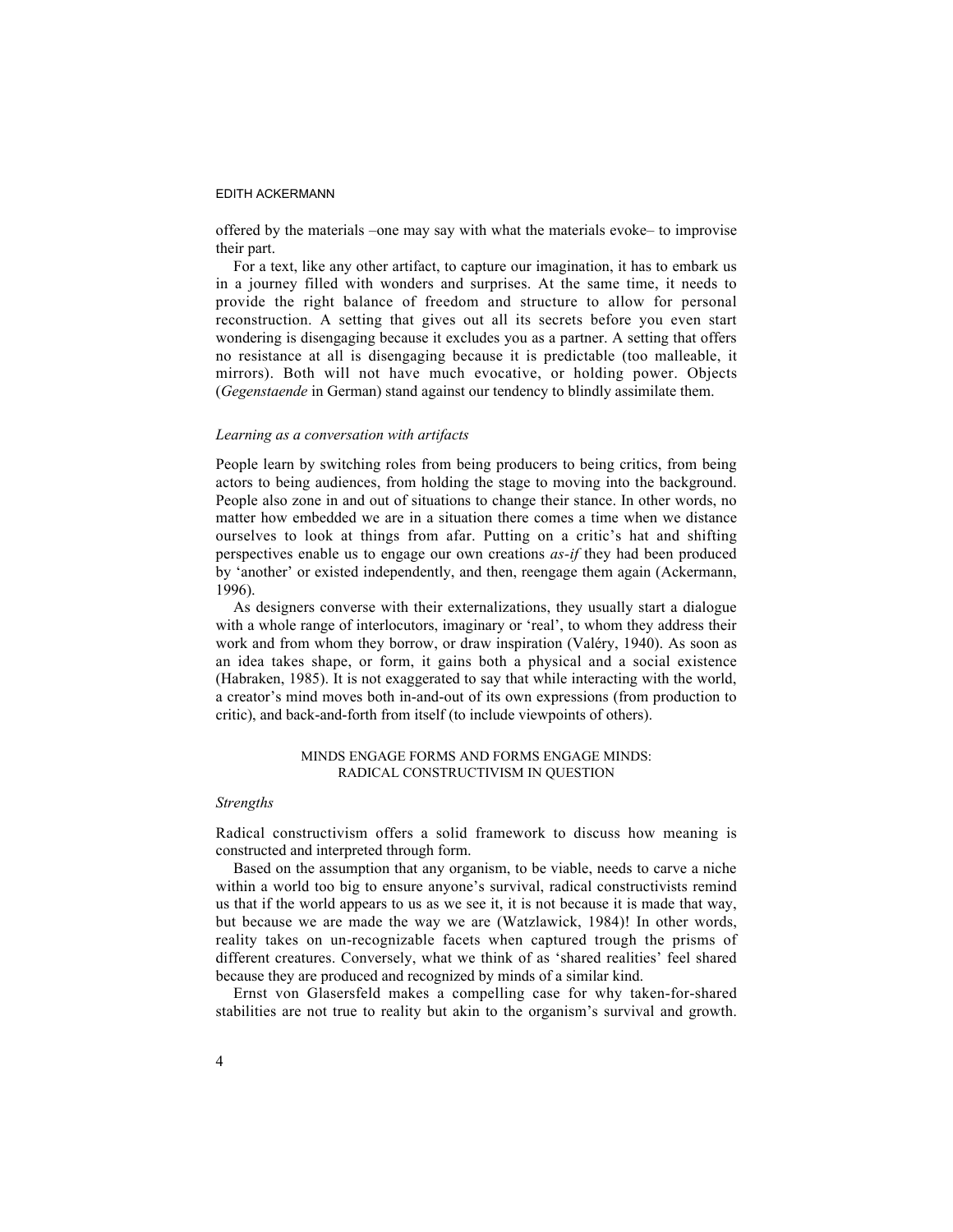offered by the materials –one may say with what the materials evoke– to improvise their part.

For a text, like any other artifact, to capture our imagination, it has to embark us in a journey filled with wonders and surprises. At the same time, it needs to provide the right balance of freedom and structure to allow for personal reconstruction. A setting that gives out all its secrets before you even start wondering is disengaging because it excludes you as a partner. A setting that offers no resistance at all is disengaging because it is predictable (too malleable, it mirrors). Both will not have much evocative, or holding power. Objects (*Gegenstaende* in German) stand against our tendency to blindly assimilate them.

### *Learning as a conversation with artifacts*

People learn by switching roles from being producers to being critics, from being actors to being audiences, from holding the stage to moving into the background. People also zone in and out of situations to change their stance. In other words, no matter how embedded we are in a situation there comes a time when we distance ourselves to look at things from afar. Putting on a critic's hat and shifting perspectives enable us to engage our own creations *as-if* they had been produced by 'another' or existed independently, and then, reengage them again (Ackermann, 1996).

As designers converse with their externalizations, they usually start a dialogue with a whole range of interlocutors, imaginary or 'real', to whom they address their work and from whom they borrow, or draw inspiration (Valéry, 1940). As soon as an idea takes shape, or form, it gains both a physical and a social existence (Habraken, 1985). It is not exaggerated to say that while interacting with the world, a creator's mind moves both in-and-out of its own expressions (from production to critic), and back-and-forth from itself (to include viewpoints of others).

## MINDS ENGAGE FORMS AND FORMS ENGAGE MINDS: RADICAL CONSTRUCTIVISM IN QUESTION

### *Strengths*

Radical constructivism offers a solid framework to discuss how meaning is constructed and interpreted through form.

Based on the assumption that any organism, to be viable, needs to carve a niche within a world too big to ensure anyone's survival, radical constructivists remind us that if the world appears to us as we see it, it is not because it is made that way, but because we are made the way we are (Watzlawick, 1984)! In other words, reality takes on un-recognizable facets when captured trough the prisms of different creatures. Conversely, what we think of as 'shared realities' feel shared because they are produced and recognized by minds of a similar kind.

Ernst von Glasersfeld makes a compelling case for why taken-for-shared stabilities are not true to reality but akin to the organism's survival and growth.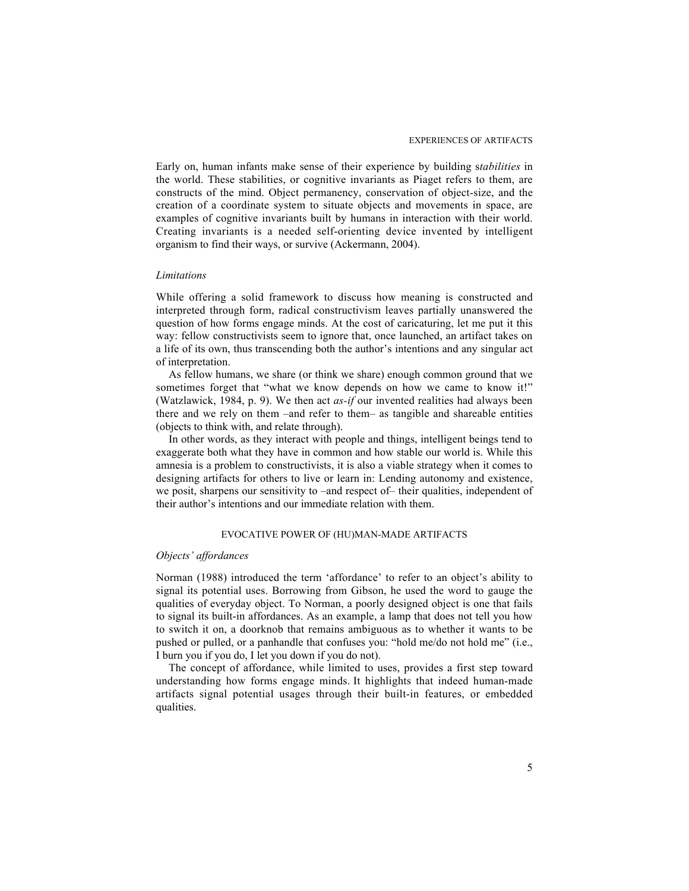Early on, human infants make sense of their experience by building s*tabilities* in the world. These stabilities, or cognitive invariants as Piaget refers to them, are constructs of the mind. Object permanency, conservation of object-size, and the creation of a coordinate system to situate objects and movements in space, are examples of cognitive invariants built by humans in interaction with their world. Creating invariants is a needed self-orienting device invented by intelligent organism to find their ways, or survive (Ackermann, 2004).

### *Limitations*

While offering a solid framework to discuss how meaning is constructed and interpreted through form, radical constructivism leaves partially unanswered the question of how forms engage minds. At the cost of caricaturing, let me put it this way: fellow constructivists seem to ignore that, once launched, an artifact takes on a life of its own, thus transcending both the author's intentions and any singular act of interpretation.

As fellow humans, we share (or think we share) enough common ground that we sometimes forget that "what we know depends on how we came to know it!" (Watzlawick, 1984, p. 9). We then act *as-if* our invented realities had always been there and we rely on them –and refer to them– as tangible and shareable entities (objects to think with, and relate through).

In other words, as they interact with people and things, intelligent beings tend to exaggerate both what they have in common and how stable our world is. While this amnesia is a problem to constructivists, it is also a viable strategy when it comes to designing artifacts for others to live or learn in: Lending autonomy and existence, we posit, sharpens our sensitivity to –and respect of– their qualities, independent of their author's intentions and our immediate relation with them.

## EVOCATIVE POWER OF (HU)MAN-MADE ARTIFACTS

### *Objects' affordances*

Norman (1988) introduced the term 'affordance' to refer to an object's ability to signal its potential uses. Borrowing from Gibson, he used the word to gauge the qualities of everyday object. To Norman, a poorly designed object is one that fails to signal its built-in affordances. As an example, a lamp that does not tell you how to switch it on, a doorknob that remains ambiguous as to whether it wants to be pushed or pulled, or a panhandle that confuses you: "hold me/do not hold me" (i.e., I burn you if you do, I let you down if you do not).

The concept of affordance, while limited to uses, provides a first step toward understanding how forms engage minds. It highlights that indeed human-made artifacts signal potential usages through their built-in features, or embedded qualities.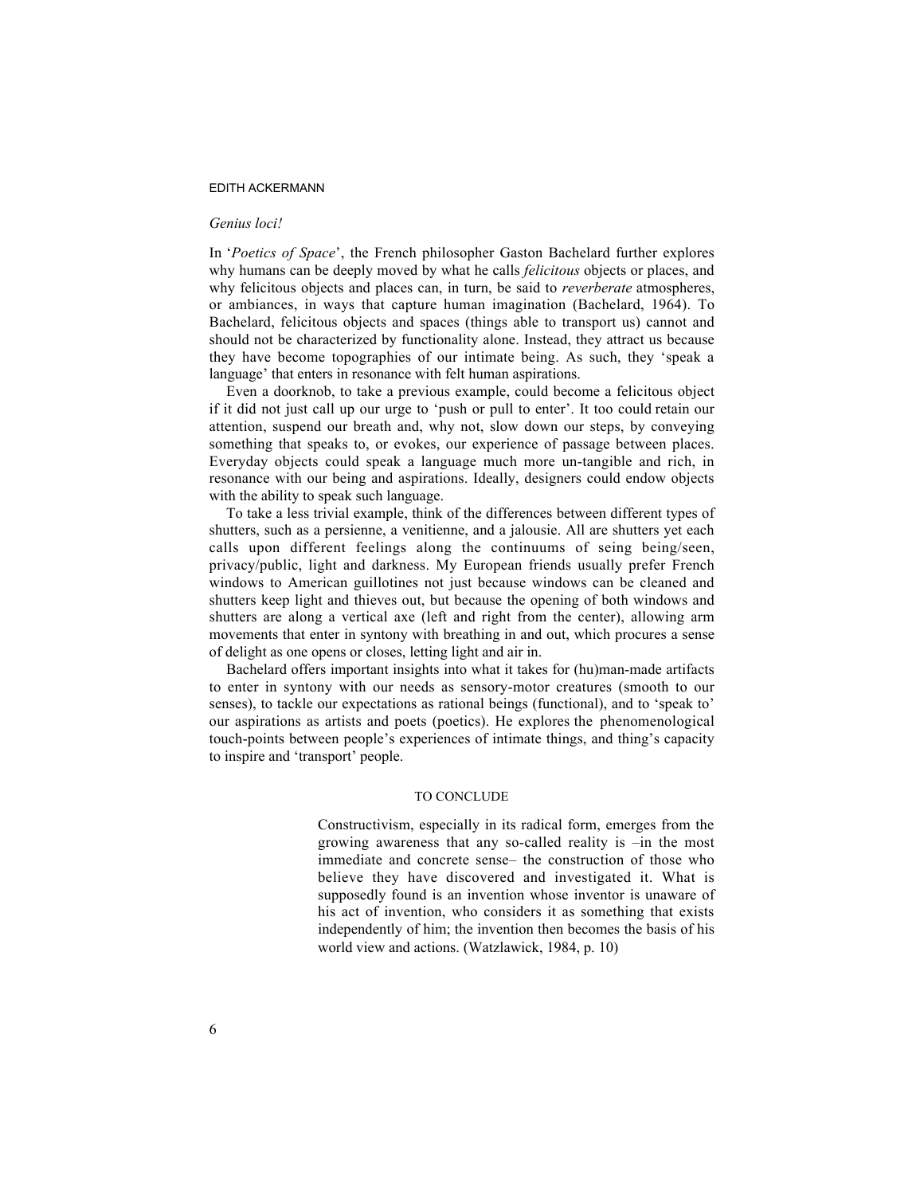*Genius loci!*

In '*Poetics of Space*', the French philosopher Gaston Bachelard further explores why humans can be deeply moved by what he calls *felicitous* objects or places, and why felicitous objects and places can, in turn, be said to *reverberate* atmospheres, or ambiances, in ways that capture human imagination (Bachelard, 1964). To Bachelard, felicitous objects and spaces (things able to transport us) cannot and should not be characterized by functionality alone. Instead, they attract us because they have become topographies of our intimate being. As such, they 'speak a language' that enters in resonance with felt human aspirations.

Even a doorknob, to take a previous example, could become a felicitous object if it did not just call up our urge to 'push or pull to enter'. It too could retain our attention, suspend our breath and, why not, slow down our steps, by conveying something that speaks to, or evokes, our experience of passage between places. Everyday objects could speak a language much more un-tangible and rich, in resonance with our being and aspirations. Ideally, designers could endow objects with the ability to speak such language.

To take a less trivial example, think of the differences between different types of shutters, such as a persienne, a venitienne, and a jalousie. All are shutters yet each calls upon different feelings along the continuums of seing being/seen, privacy/public, light and darkness. My European friends usually prefer French windows to American guillotines not just because windows can be cleaned and shutters keep light and thieves out, but because the opening of both windows and shutters are along a vertical axe (left and right from the center), allowing arm movements that enter in syntony with breathing in and out, which procures a sense of delight as one opens or closes, letting light and air in.

Bachelard offers important insights into what it takes for (hu)man-made artifacts to enter in syntony with our needs as sensory-motor creatures (smooth to our senses), to tackle our expectations as rational beings (functional), and to 'speak to' our aspirations as artists and poets (poetics). He explores the phenomenological touch-points between people's experiences of intimate things, and thing's capacity to inspire and 'transport' people.

## TO CONCLUDE

> Constructivism, especially in its radical form, emerges from the growing awareness that any so-called reality is –in the most immediate and concrete sense– the construction of those who believe they have discovered and investigated it. What is supposedly found is an invention whose inventor is unaware of his act of invention, who considers it as something that exists independently of him; the invention then becomes the basis of his world view and actions. (Watzlawick, 1984, p. 10)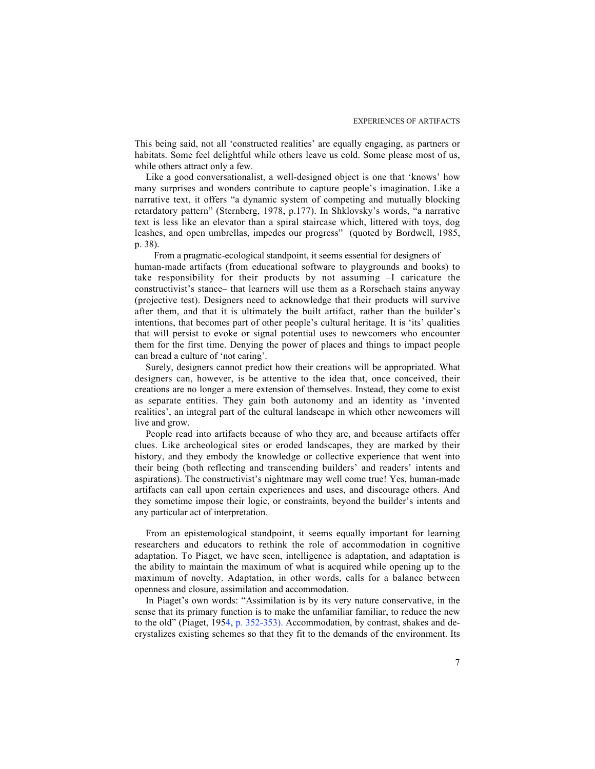This being said, not all 'constructed realities' are equally engaging, as partners or habitats. Some feel delightful while others leave us cold. Some please most of us, while others attract only a few.

Like a good conversationalist, a well-designed object is one that 'knows' how many surprises and wonders contribute to capture people's imagination. Like a narrative text, it offers "a dynamic system of competing and mutually blocking retardatory pattern" (Sternberg, 1978, p.177). In Shklovsky's words, "a narrative text is less like an elevator than a spiral staircase which, littered with toys, dog leashes, and open umbrellas, impedes our progress" (quoted by Bordwell, 1985, p. 38).

From a pragmatic-ecological standpoint, it seems essential for designers of human-made artifacts (from educational software to playgrounds and books) to take responsibility for their products by not assuming –I caricature the constructivist's stance– that learners will use them as a Rorschach stains anyway (projective test). Designers need to acknowledge that their products will survive after them, and that it is ultimately the built artifact, rather than the builder's intentions, that becomes part of other people's cultural heritage. It is 'its' qualities that will persist to evoke or signal potential uses to newcomers who encounter them for the first time. Denying the power of places and things to impact people can bread a culture of 'not caring'.

Surely, designers cannot predict how their creations will be appropriated. What designers can, however, is be attentive to the idea that, once conceived, their creations are no longer a mere extension of themselves. Instead, they come to exist as separate entities. They gain both autonomy and an identity as 'invented realities', an integral part of the cultural landscape in which other newcomers will live and grow.

People read into artifacts because of who they are, and because artifacts offer clues. Like archeological sites or eroded landscapes, they are marked by their history, and they embody the knowledge or collective experience that went into their being (both reflecting and transcending builders' and readers' intents and aspirations). The constructivist's nightmare may well come true! Yes, human-made artifacts can call upon certain experiences and uses, and discourage others. And they sometime impose their logic, or constraints, beyond the builder's intents and any particular act of interpretation.

From an epistemological standpoint, it seems equally important for learning researchers and educators to rethink the role of accommodation in cognitive adaptation. To Piaget, we have seen, intelligence is adaptation, and adaptation is the ability to maintain the maximum of what is acquired while opening up to the maximum of novelty. Adaptation, in other words, calls for a balance between openness and closure, assimilation and accommodation.

In Piaget's own words: "Assimilation is by its very nature conservative, in the sense that its primary function is to make the unfamiliar familiar, to reduce the new to the old" (Piaget, 1954, p. 352-353). Accommodation, by contrast, shakes and de-crystalizes existing schemes so that they fit to the demands of the environment. Its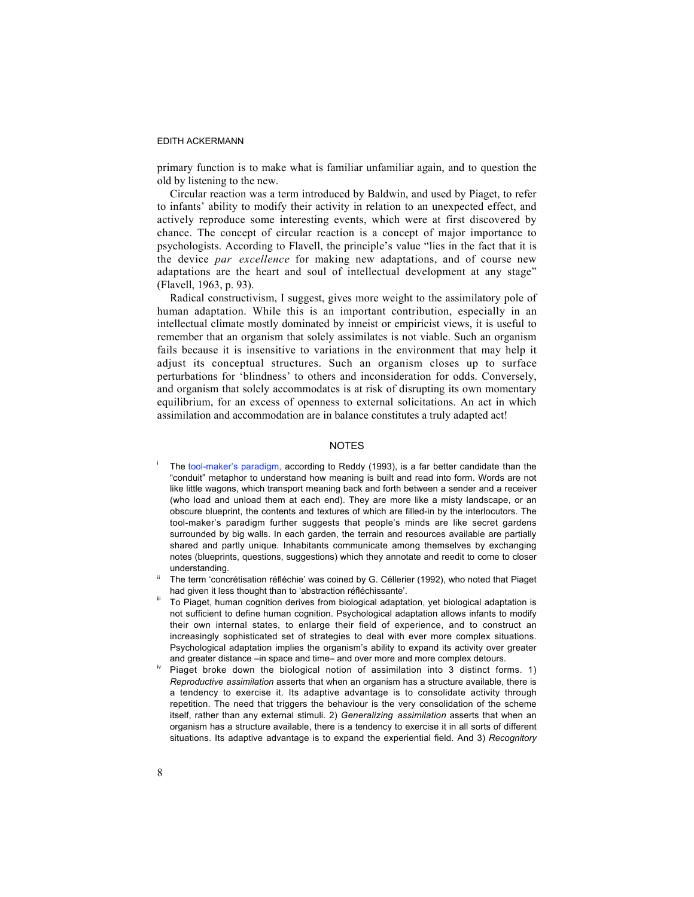primary function is to make what is familiar unfamiliar again, and to question the old by listening to the new.

Circular reaction was a term introduced by Baldwin, and used by Piaget, to refer to infants' ability to modify their activity in relation to an unexpected effect, and actively reproduce some interesting events, which were at first discovered by chance. The concept of circular reaction is a concept of major importance to psychologists. According to Flavell, the principle's value "lies in the fact that it is the device *par excellence* for making new adaptations, and of course new adaptations are the heart and soul of intellectual development at any stage" (Flavell, 1963, p. 93).

Radical constructivism, I suggest, gives more weight to the assimilatory pole of human adaptation. While this is an important contribution, especially in an intellectual climate mostly dominated by inneist or empiricist views, it is useful to remember that an organism that solely assimilates is not viable. Such an organism fails because it is insensitive to variations in the environment that may help it adjust its conceptual structures. Such an organism closes up to surface perturbations for 'blindness' to others and inconsideration for odds. Conversely, and organism that solely accommodates is at risk of disrupting its own momentary equilibrium, for an excess of openness to external solicitations. An act in which assimilation and accommodation are in balance constitutes a truly adapted act!

## NOTES

[i] The tool-maker's paradigm, according to Reddy (1993), is a far better candidate than the "conduit" metaphor to understand how meaning is built and read into form. Words are not like little wagons, which transport meaning back and forth between a sender and a receiver (who load and unload them at each end). They are more like a misty landscape, or an obscure blueprint, the contents and textures of which are filled-in by the interlocutors. The tool-maker's paradigm further suggests that people's minds are like secret gardens surrounded by big walls. In each garden, the terrain and resources available are partially shared and partly unique. Inhabitants communicate among themselves by exchanging notes (blueprints, questions, suggestions) which they annotate and reedit to come to closer understanding.

[ii] The term 'concrétisation réfléchie' was coined by G. Céllerier (1992), who noted that Piaget had given it less thought than to 'abstraction réfléchissante'.

[iii] To Piaget, human cognition derives from biological adaptation, yet biological adaptation is not sufficient to define human cognition. Psychological adaptation allows infants to modify their own internal states, to enlarge their field of experience, and to construct an increasingly sophisticated set of strategies to deal with ever more complex situations. Psychological adaptation implies the organism's ability to expand its activity over greater and greater distance –in space and time– and over more and more complex detours.

[iv] Piaget broke down the biological notion of assimilation into 3 distinct forms. 1) *Reproductive assimilation* asserts that when an organism has a structure available, there is a tendency to exercise it. Its adaptive advantage is to consolidate activity through repetition. The need that triggers the behaviour is the very consolidation of the scheme itself, rather than any external stimuli. 2) *Generalizing assimilation* asserts that when an organism has a structure available, there is a tendency to exercise it in all sorts of different situations. Its adaptive advantage is to expand the experiential field. And 3) *Recognitory*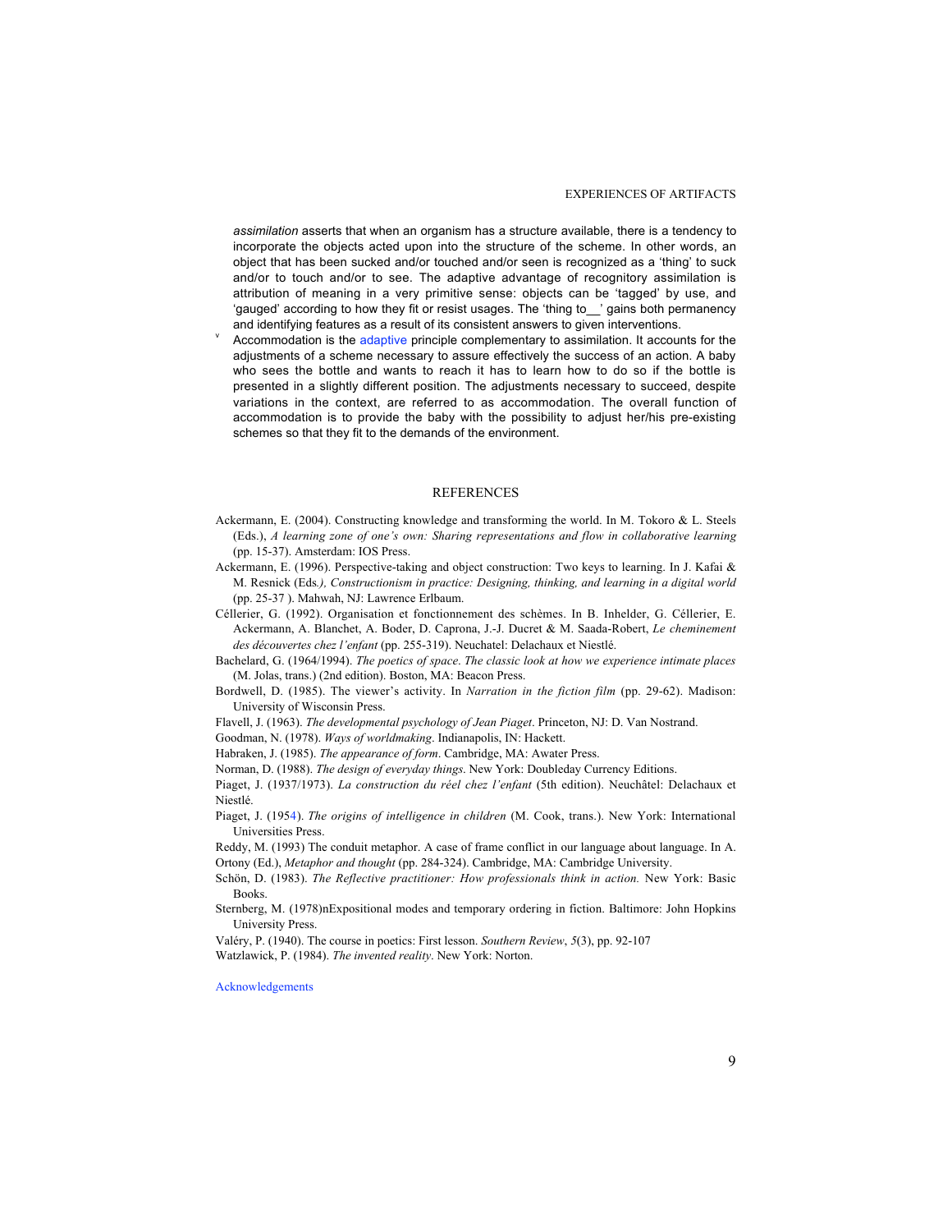*assimilation* asserts that when an organism has a structure available, there is a tendency to incorporate the objects acted upon into the structure of the scheme. In other words, an object that has been sucked and/or touched and/or seen is recognized as a 'thing' to suck and/or to touch and/or to see. The adaptive advantage of recognitory assimilation is attribution of meaning in a very primitive sense: objects can be 'tagged' by use, and 'gauged' according to how they fit or resist usages. The 'thing to__' gains both permanency and identifying features as a result of its consistent answers to given interventions.

[v] Accommodation is the adaptive principle complementary to assimilation. It accounts for the adjustments of a scheme necessary to assure effectively the success of an action. A baby who sees the bottle and wants to reach it has to learn how to do so if the bottle is presented in a slightly different position. The adjustments necessary to succeed, despite variations in the context, are referred to as accommodation. The overall function of accommodation is to provide the baby with the possibility to adjust her/his pre-existing schemes so that they fit to the demands of the environment.

## REFERENCES

Ackermann, E. (2004). Constructing knowledge and transforming the world. In M. Tokoro & L. Steels (Eds.), *A learning zone of one's own: Sharing representations and flow in collaborative learning* (pp. 15-37). Amsterdam: IOS Press.

Ackermann, E. (1996). Perspective-taking and object construction: Two keys to learning. In J. Kafai & M. Resnick (Eds*.), Constructionism in practice: Designing, thinking, and learning in a digital world* (pp. 25-37 ). Mahwah, NJ: Lawrence Erlbaum.

Céllerier, G. (1992). Organisation et fonctionnement des schèmes. In B. Inhelder, G. Céllerier, E. Ackermann, A. Blanchet, A. Boder, D. Caprona, J.-J. Ducret & M. Saada-Robert, *Le cheminement des découvertes chez l'enfant* (pp. 255-319). Neuchatel: Delachaux et Niestlé.

Bachelard, G. (1964/1994). *The poetics of space*. *The classic look at how we experience intimate places* (M. Jolas, trans.) (2nd edition). Boston, MA: Beacon Press.

Bordwell, D. (1985). The viewer's activity. In *Narration in the fiction film* (pp. 29-62). Madison: University of Wisconsin Press.

Flavell, J. (1963). *The developmental psychology of Jean Piaget*. Princeton, NJ: D. Van Nostrand.

Goodman, N. (1978). *Ways of worldmaking*. Indianapolis, IN: Hackett.

Habraken, J. (1985). *The appearance of form*. Cambridge, MA: Awater Press.

Norman, D. (1988). *The design of everyday things*. New York: Doubleday Currency Editions.

Piaget, J. (1937/1973). *La construction du réel chez l'enfant* (5th edition). Neuchâtel: Delachaux et Niestlé.

Piaget, J. (1954). *The origins of intelligence in children* (M. Cook, trans.). New York: International Universities Press.

Reddy, M. (1993) The conduit metaphor. A case of frame conflict in our language about language. In A. Ortony (Ed.), *Metaphor and thought* (pp. 284-324). Cambridge, MA: Cambridge University.

Schön, D. (1983). *The Reflective practitioner: How professionals think in action.* New York: Basic Books.

Sternberg, M. (1978)nExpositional modes and temporary ordering in fiction. Baltimore: John Hopkins University Press.

Valéry, P. (1940). The course in poetics: First lesson. *Southern Review*, *5*(3), pp. 92-107

Watzlawick, P. (1984). *The invented reality*. New York: Norton.

Acknowledgements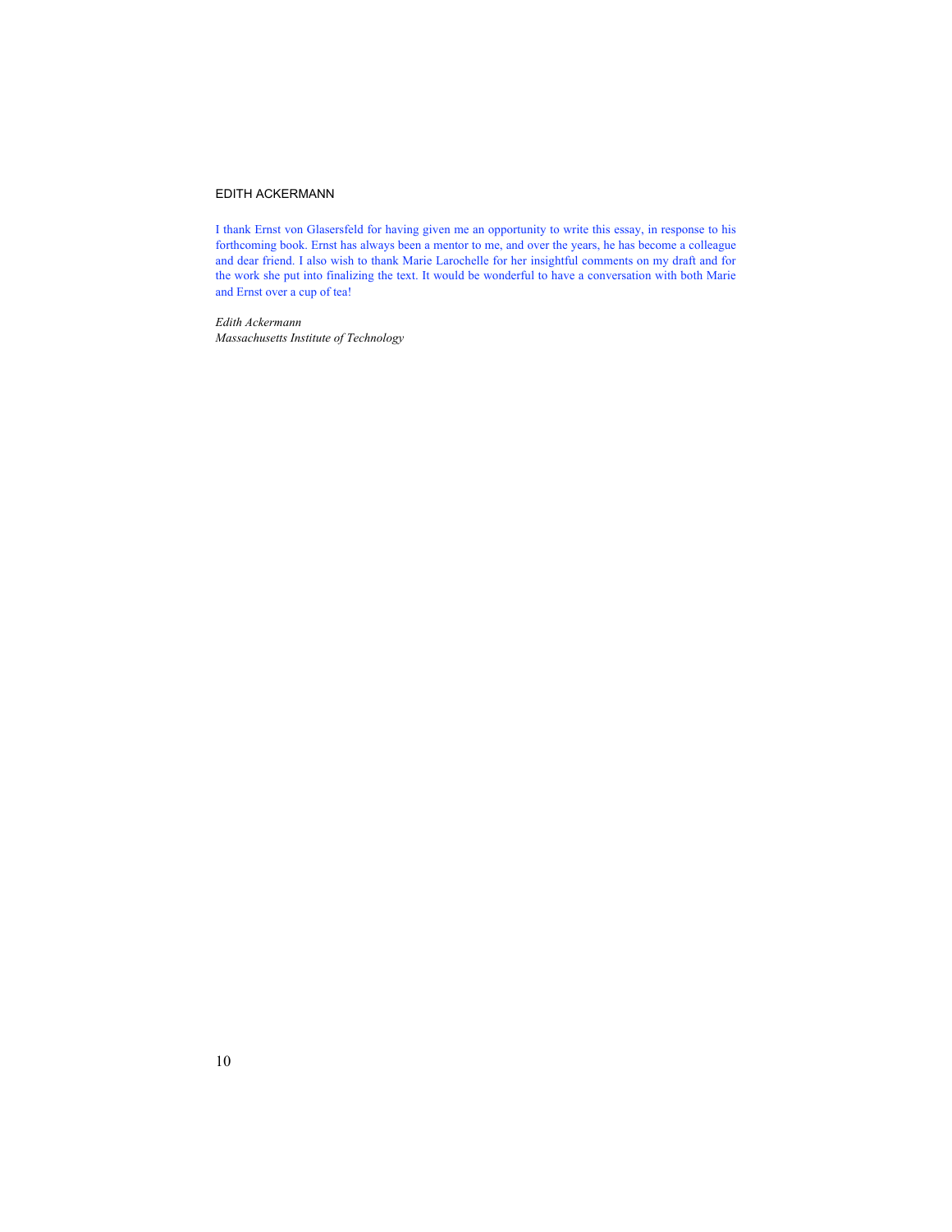EDITH ACKERMANN

I thank Ernst von Glasersfeld for having given me an opportunity to write this essay, in response to his forthcoming book. Ernst has always been a mentor to me, and over the years, he has become a colleague and dear friend. I also wish to thank Marie Larochelle for her insightful comments on my draft and for the work she put into finalizing the text. It would be wonderful to have a conversation with both Marie and Ernst over a cup of tea!

*Edith Ackermann*
*Massachusetts Institute of Technology*